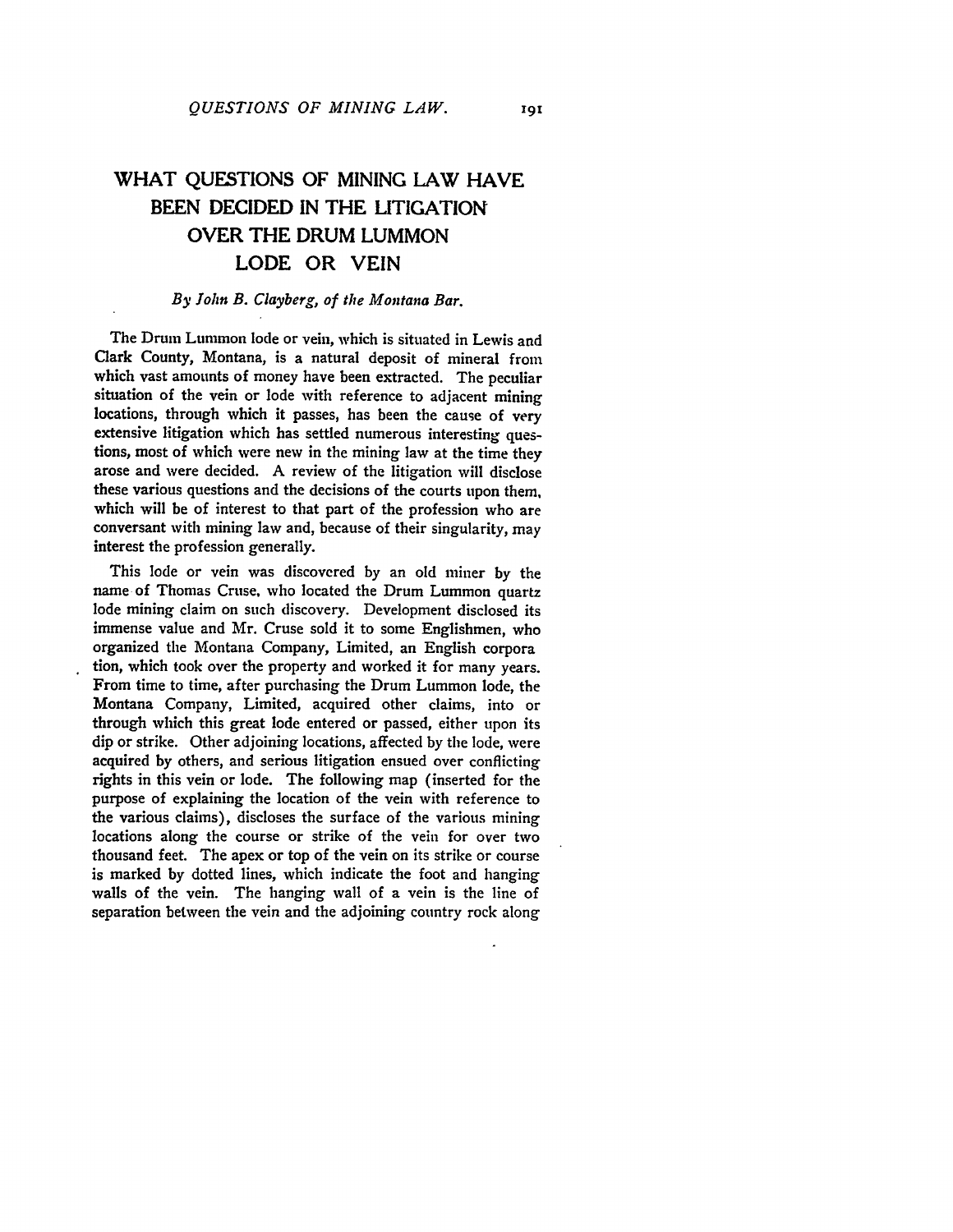# WHAT QUESTIONS OF MINING LAW HAVE BEEN DECIDED IN THE LITIGATION OVER THE DRUM LUMMON LODE OR VEIN

*By John B. Clayberg, of the Montana Bar.*

The Drum Lummon lode or vein, which is situated in Lewis and Clark County, Montana, is a natural deposit of mineral from which vast amounts of money have been extracted. The peculiar situation of the vein or lode with reference to adjacent mining locations, through which it passes, has been the cause of very extensive litigation which has settled numerous interesting questions, most of which were new in the mining law at the time they arose and were decided. A review of the litigation will disclose these various questions and the decisions of the courts upon them, which will be of interest to that part of the profession who are conversant with mining law and, because of their singularity, may interest the profession generally.

This lode or vein was discovered by an old miner by the name of Thomas Cruse, who located the Drum Lummon quartz lode mining claim on such discovery. Development disclosed its immense value and Mr. Cruse sold it to some Englishmen, who organized the Montana Company, Limited, an English corporation, which took over the property and worked it for many years. From time to time, after purchasing the Drum Lummon lode, the Montana Company, Limited, acquired other claims, into or through which this great lode entered or passed, either upon its dip or strike. Other adjoining locations, affected by the lode, were acquired by others, and serious litigation ensued over conflicting rights in this vein or lode. The following map (inserted for the purpose of explaining the location of the vein with reference to the various claims), discloses the surface of the various mining locations along the course or strike of the vein for over two thousand feet. The apex or top of the vein on its strike or course is marked by dotted lines, which indicate the foot and hanging walls of the vein. The hanging wall of a vein is the line of separation between the vein and the adjoining country rock along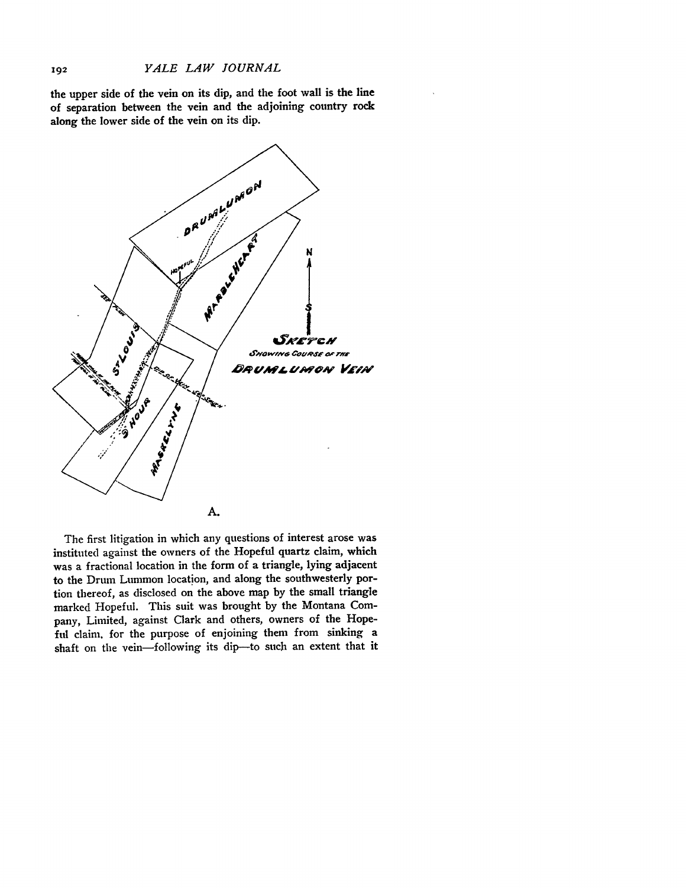the upper side of the vein on its dip, and the foot wall is the line of separation between the vein and the adjoining country rock along the lower side of the vein on its dip.

A.

The first litigation in which any questions of interest arose was instituted against the owners of the Hopeful quartz claim, which was a fractional location in the form of a triangle, lying adjacent to the Drum Lummon location, and along the southwesterly portion thereof, as disclosed on the above map by the small triangle marked Hopeful. This suit was brought by the Montana Company, Limited, against Clark and others, owners of the Hopeful claim, for the purpose of enjoining them from sinking a shaft on the vein—following its dip—to such an extent that it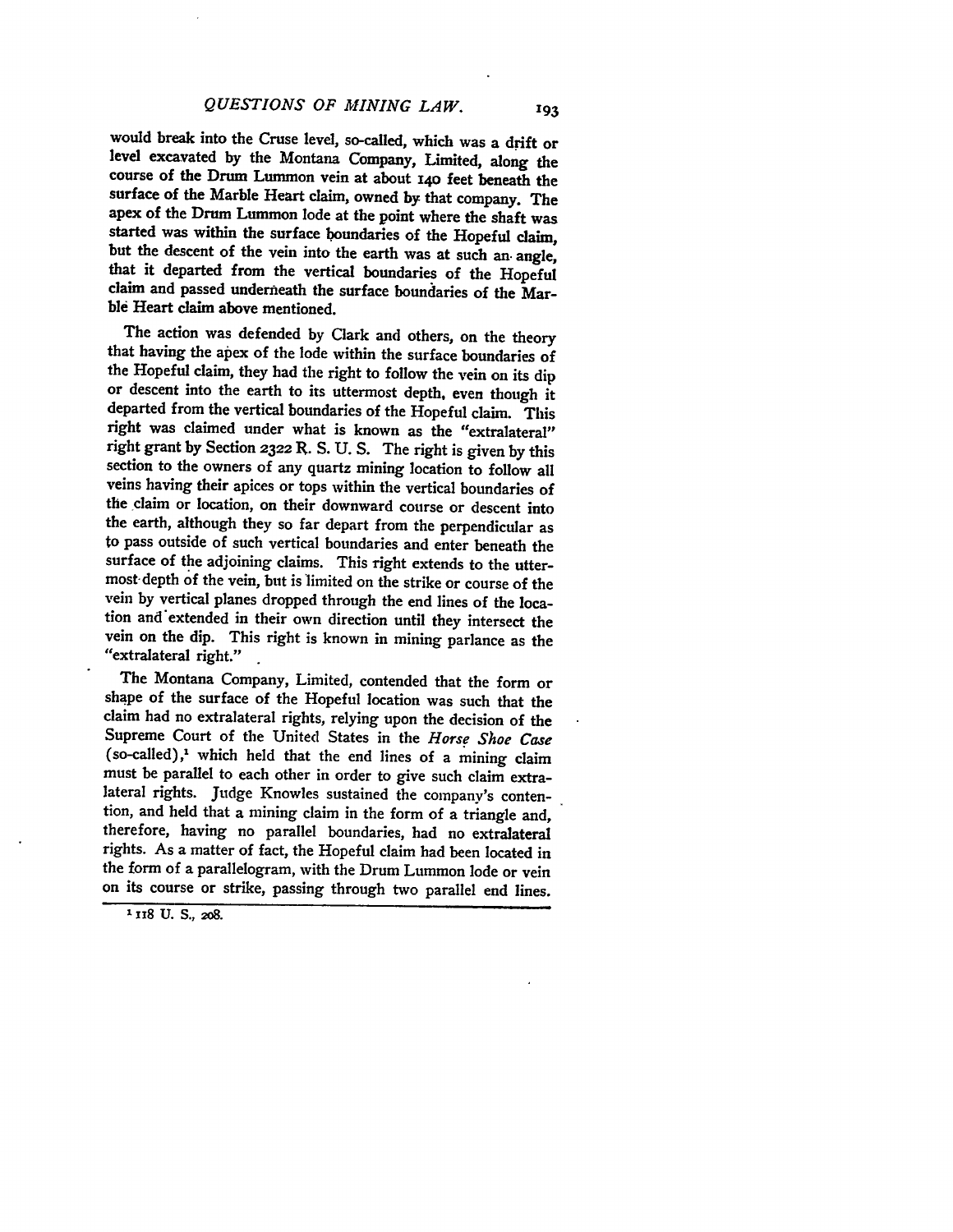would break into the Cruse level, so-called, which was a drift or level excavated by the Montana Company, Limited, along the course of the Drum Lummon vein at about 140 feet beneath the surface of the Marble Heart claim, owned by that company. The apex of the Drum Lummon lode at the point where the shaft was started was within the surface boundaries of the Hopeful claim, but the descent of the vein into the earth was at such an angle, that it departed from the vertical boundaries of the Hopeful claim and passed underneath the surface boundaries of the Marble Heart claim above mentioned.

The action was defended by Clark and others, on the theory that having the apex of the lode within the surface boundaries of the Hopeful claim, they had the right to follow the vein on its dip or descent into the earth to its uttermost depth, even though it departed from the vertical boundaries of the Hopeful claim. This right was claimed under what is known as the "extralateral" right grant by Section 2322 R. S. U. S. The right is given by this section to the owners of any quartz mining location to follow all veins having their apices or tops within the vertical boundaries of the claim or location, on their downward course or descent into the earth, although they so far depart from the perpendicular as to pass outside of such vertical boundaries and enter beneath the surface of the adjoining claims. This right extends to the uttermost depth of the vein, but is limited on the strike or course of the vein by vertical planes dropped through the end lines of the location and extended in their own direction until they intersect the vein on the dip. This right is known in mining parlance as the "extralateral right."

The Montana Company, Limited, contended that the form or shape of the surface of the Hopeful location was such that the claim had no extralateral rights, relying upon the decision of the Supreme Court of the United States in the *Horse Shoe Case* (so-called),[1] which held that the end lines of a mining claim must be parallel to each other in order to give such claim extralateral rights. Judge Knowles sustained the company's contention, and held that a mining claim in the form of a triangle and, therefore, having no parallel boundaries, had no extralateral rights. As a matter of fact, the Hopeful claim had been located in the form of a parallelogram, with the Drum Lummon lode or vein on its course or strike, passing through two parallel end lines.

[1] 118 U. S., 208.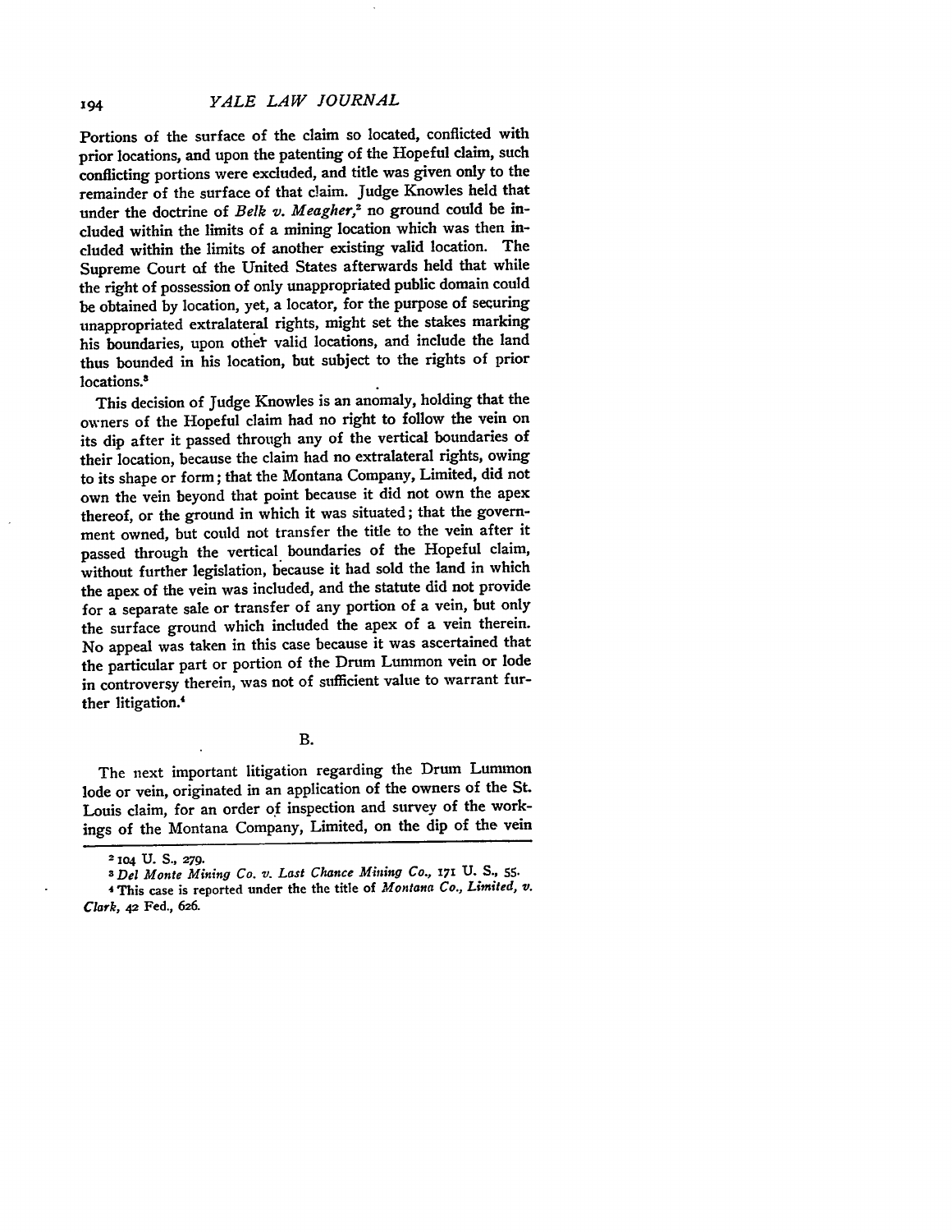Portions of the surface of the claim so located, conflicted with prior locations, and upon the patenting of the Hopeful claim, such conflicting portions were excluded, and title was given only to the remainder of the surface of that claim. Judge Knowles held that under the doctrine of *Belk v. Meagher*,[2] no ground could be included within the limits of a mining location which was then included within the limits of another existing valid location. The Supreme Court of the United States afterwards held that while the right of possession of only unappropriated public domain could be obtained by location, yet, a locator, for the purpose of securing unappropriated extralateral rights, might set the stakes marking his boundaries, upon other valid locations, and include the land thus bounded in his location, but subject to the rights of prior locations.[3]

This decision of Judge Knowles is an anomaly, holding that the owners of the Hopeful claim had no right to follow the vein on its dip after it passed through any of the vertical boundaries of their location, because the claim had no extralateral rights, owing to its shape or form; that the Montana Company, Limited, did not own the vein beyond that point because it did not own the apex thereof, or the ground in which it was situated; that the government owned, but could not transfer the title to the vein after it passed through the vertical boundaries of the Hopeful claim, without further legislation, because it had sold the land in which the apex of the vein was included, and the statute did not provide for a separate sale or transfer of any portion of a vein, but only the surface ground which included the apex of a vein therein. No appeal was taken in this case because it was ascertained that the particular part or portion of the Drum Lummon vein or lode in controversy therein, was not of sufficient value to warrant further litigation.[4]

## B.

The next important litigation regarding the Drum Lummon lode or vein, originated in an application of the owners of the St. Louis claim, for an order of inspection and survey of the workings of the Montana Company, Limited, on the dip of the vein

---

[2] 104 U. S., 279.

[3] *Del Monte Mining Co. v. Last Chance Mining Co.*, 171 U. S., 55.

[4] This case is reported under the the title of *Montana Co., Limited, v. Clark*, 42 Fed., 626.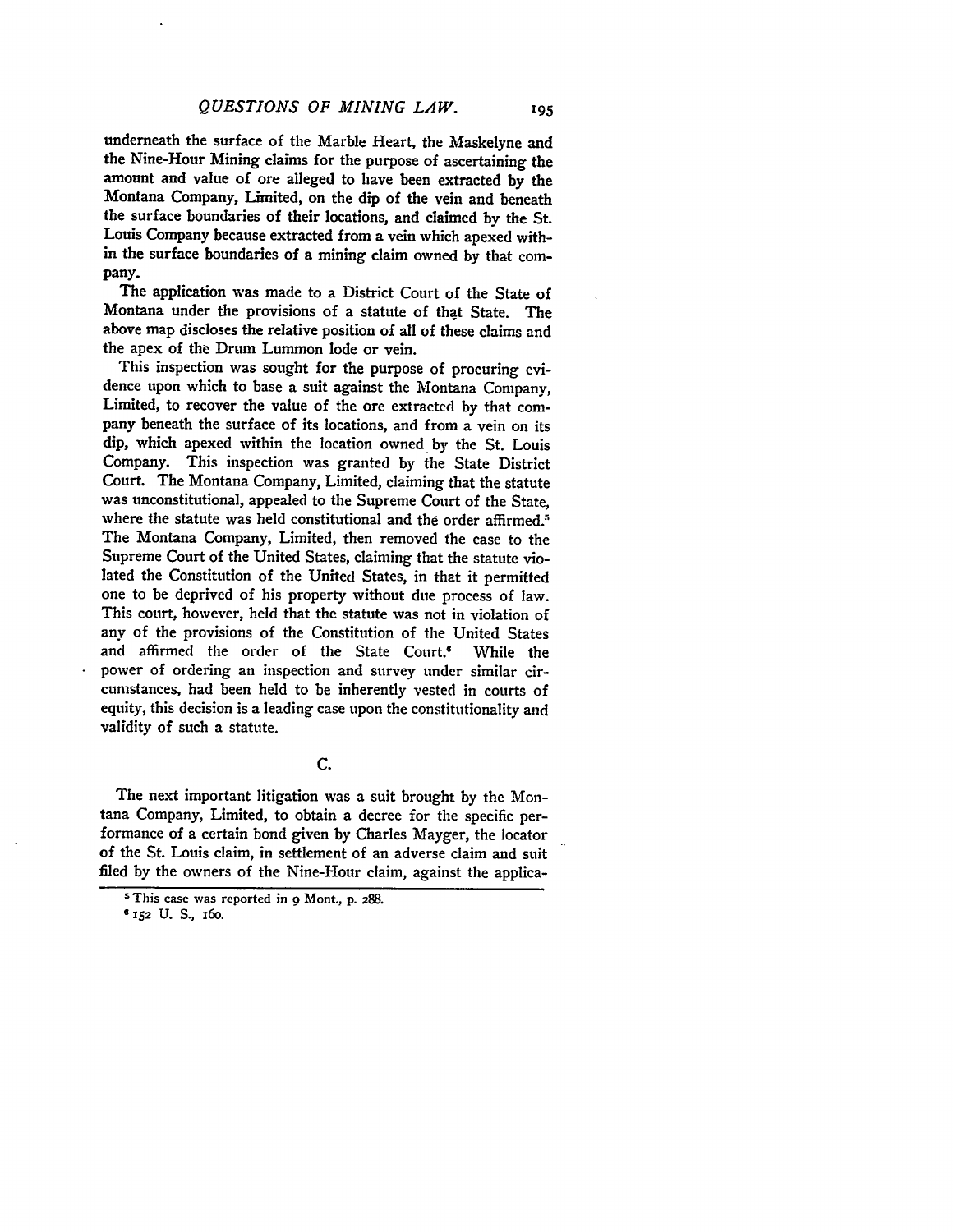underneath the surface of the Marble Heart, the Maskelyne and the Nine-Hour Mining claims for the purpose of ascertaining the amount and value of ore alleged to have been extracted by the Montana Company, Limited, on the dip of the vein and beneath the surface boundaries of their locations, and claimed by the St. Louis Company because extracted from a vein which apexed within the surface boundaries of a mining claim owned by that company.

The application was made to a District Court of the State of Montana under the provisions of a statute of that State. The above map discloses the relative position of all of these claims and the apex of the Drum Lummon lode or vein.

This inspection was sought for the purpose of procuring evidence upon which to base a suit against the Montana Company, Limited, to recover the value of the ore extracted by that company beneath the surface of its locations, and from a vein on its dip, which apexed within the location owned by the St. Louis Company. This inspection was granted by the State District Court. The Montana Company, Limited, claiming that the statute was unconstitutional, appealed to the Supreme Court of the State, where the statute was held constitutional and the order affirmed.[5] The Montana Company, Limited, then removed the case to the Supreme Court of the United States, claiming that the statute violated the Constitution of the United States, in that it permitted one to be deprived of his property without due process of law. This court, however, held that the statute was not in violation of any of the provisions of the Constitution of the United States and affirmed the order of the State Court.[6] While the power of ordering an inspection and survey under similar circumstances, had been held to be inherently vested in courts of equity, this decision is a leading case upon the constitutionality and validity of such a statute.

C.

The next important litigation was a suit brought by the Montana Company, Limited, to obtain a decree for the specific performance of a certain bond given by Charles Mayger, the locator of the St. Louis claim, in settlement of an adverse claim and suit filed by the owners of the Nine-Hour claim, against the applica-

[5] This case was reported in 9 Mont., p. 288.

[6] 152 U. S., 160.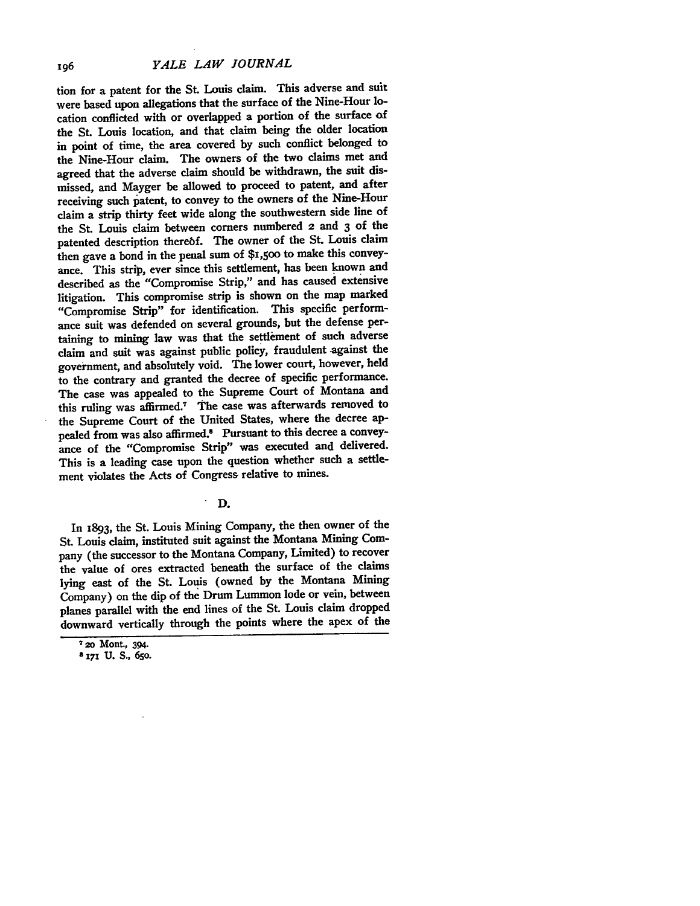tion for a patent for the St. Louis claim. This adverse and suit were based upon allegations that the surface of the Nine-Hour location conflicted with or overlapped a portion of the surface of the St. Louis location, and that claim being the older location in point of time, the area covered by such conflict belonged to the Nine-Hour claim. The owners of the two claims met and agreed that the adverse claim should be withdrawn, the suit dismissed, and Mayger be allowed to proceed to patent, and after receiving such patent, to convey to the owners of the Nine-Hour claim a strip thirty feet wide along the southwestern side line of the St. Louis claim between corners numbered 2 and 3 of the patented description thereof. The owner of the St. Louis claim then gave a bond in the penal sum of $1,500 to make this conveyance. This strip, ever since this settlement, has been known and described as the "Compromise Strip," and has caused extensive litigation. This compromise strip is shown on the map marked "Compromise Strip" for identification. This specific performance suit was defended on several grounds, but the defense pertaining to mining law was that the settlement of such adverse claim and suit was against public policy, fraudulent against the government, and absolutely void. The lower court, however, held to the contrary and granted the decree of specific performance. The case was appealed to the Supreme Court of Montana and this ruling was affirmed.[7] The case was afterwards removed to the Supreme Court of the United States, where the decree appealed from was also affirmed.[8] Pursuant to this decree a conveyance of the "Compromise Strip" was executed and delivered. This is a leading case upon the question whether such a settlement violates the Acts of Congress relative to mines.

### D.

In 1893, the St. Louis Mining Company, the then owner of the St. Louis claim, instituted suit against the Montana Mining Company (the successor to the Montana Company, Limited) to recover the value of ores extracted beneath the surface of the claims lying east of the St. Louis (owned by the Montana Mining Company) on the dip of the Drum Lummon lode or vein, between planes parallel with the end lines of the St. Louis claim dropped downward vertically through the points where the apex of the

[7] 20 Mont., 394.

[8] 171 U. S., 650.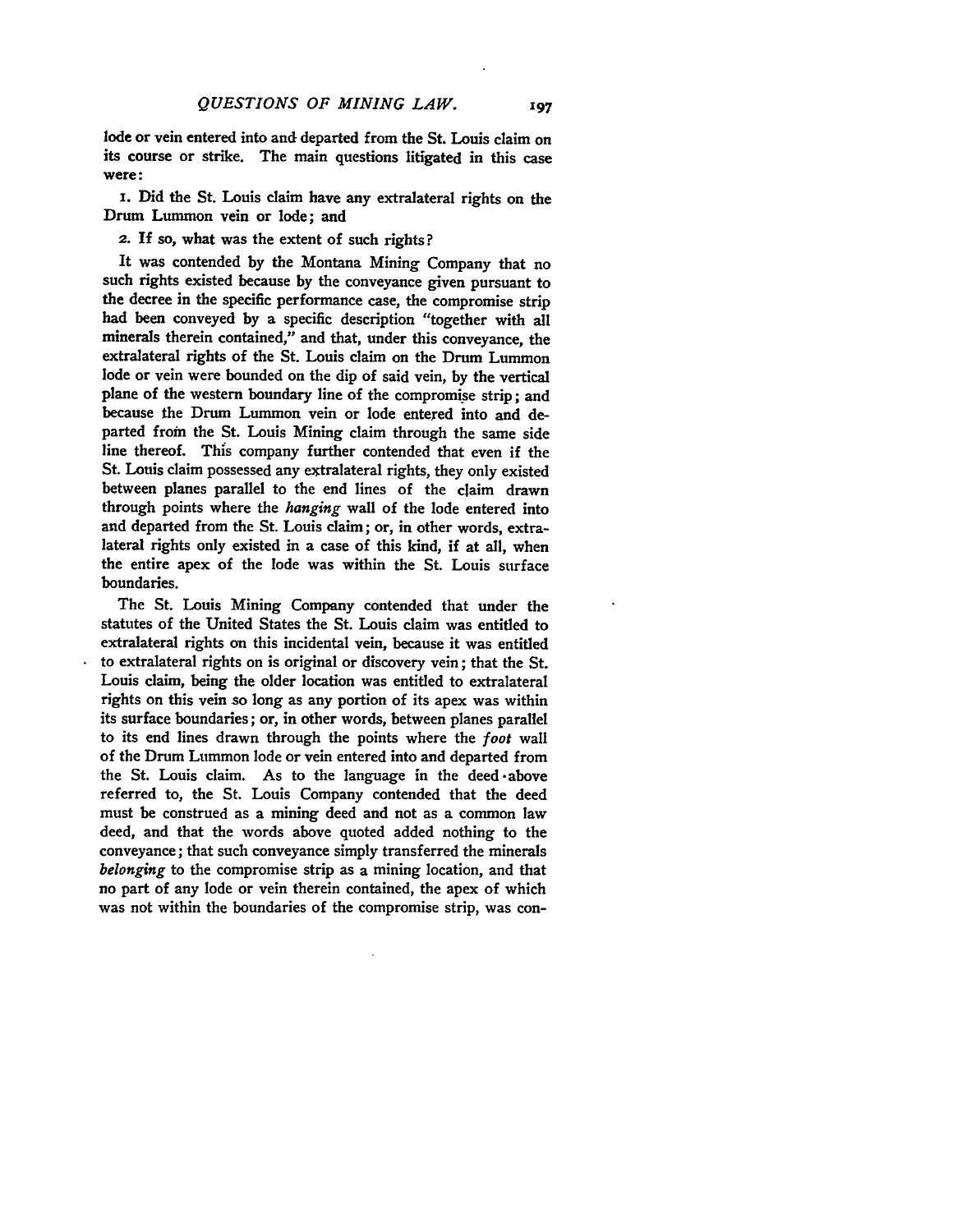lode or vein entered into and departed from the St. Louis claim on its course or strike. The main questions litigated in this case were:

1. Did the St. Louis claim have any extralateral rights on the Drum Lummon vein or lode; and

2. If so, what was the extent of such rights?

It was contended by the Montana Mining Company that no such rights existed because by the conveyance given pursuant to the decree in the specific performance case, the compromise strip had been conveyed by a specific description "together with all minerals therein contained," and that, under this conveyance, the extralateral rights of the St. Louis claim on the Drum Lummon lode or vein were bounded on the dip of said vein, by the vertical plane of the western boundary line of the compromise strip; and because the Drum Lummon vein or lode entered into and departed from the St. Louis Mining claim through the same side line thereof. This company further contended that even if the St. Louis claim possessed any extralateral rights, they only existed between planes parallel to the end lines of the claim drawn through points where the *hanging* wall of the lode entered into and departed from the St. Louis claim; or, in other words, extralateral rights only existed in a case of this kind, if at all, when the entire apex of the lode was within the St. Louis surface boundaries.

The St. Louis Mining Company contended that under the statutes of the United States the St. Louis claim was entitled to extralateral rights on this incidental vein, because it was entitled to extralateral rights on is original or discovery vein; that the St. Louis claim, being the older location was entitled to extralateral rights on this vein so long as any portion of its apex was within its surface boundaries; or, in other words, between planes parallel to its end lines drawn through the points where the *foot* wall of the Drum Lummon lode or vein entered into and departed from the St. Louis claim. As to the language in the deed above referred to, the St. Louis Company contended that the deed must be construed as a mining deed and not as a common law deed, and that the words above quoted added nothing to the conveyance; that such conveyance simply transferred the minerals *belonging* to the compromise strip as a mining location, and that no part of any lode or vein therein contained, the apex of which was not within the boundaries of the compromise strip, was con-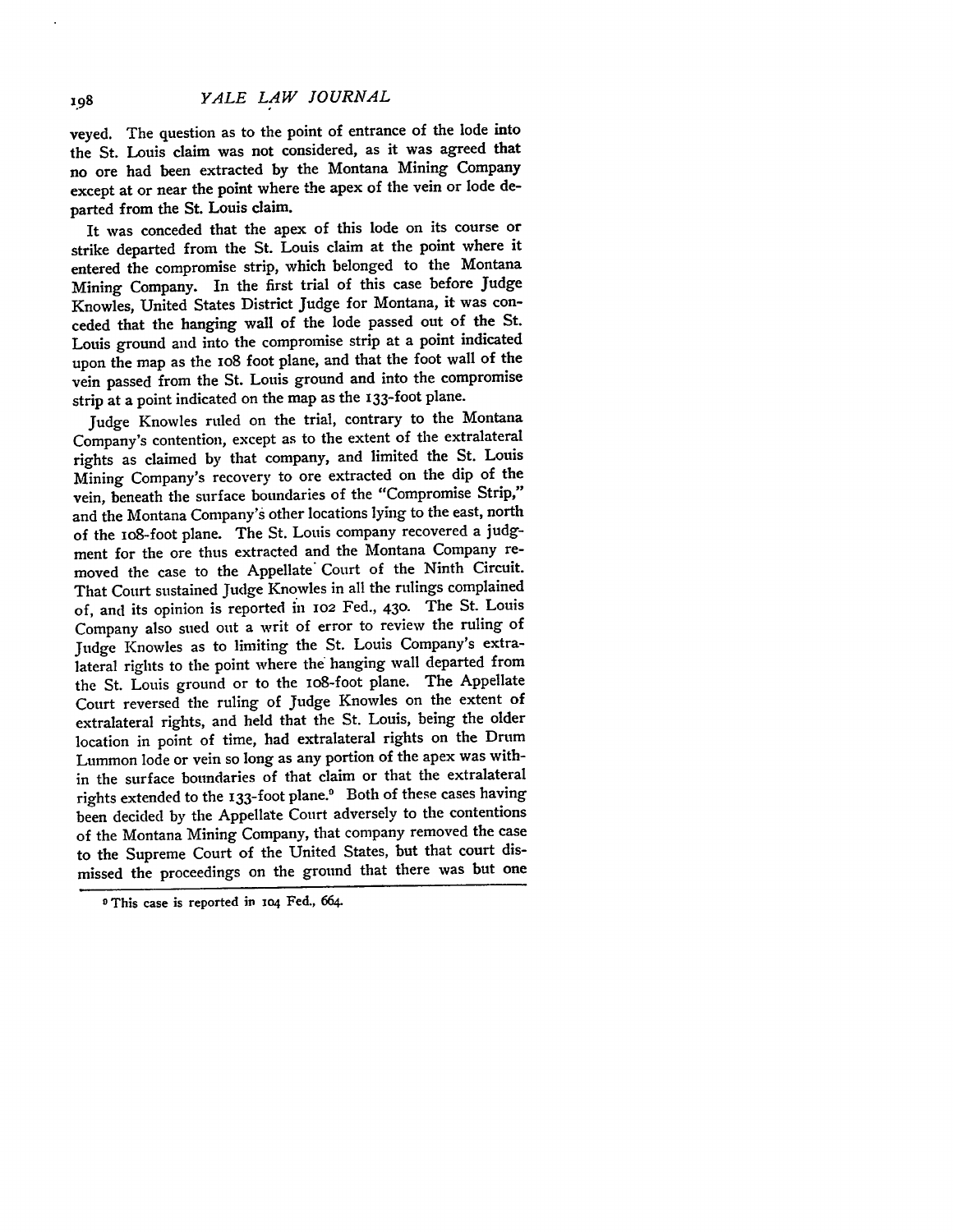veyed. The question as to the point of entrance of the lode into the St. Louis claim was not considered, as it was agreed that no ore had been extracted by the Montana Mining Company except at or near the point where the apex of the vein or lode departed from the St. Louis claim.

It was conceded that the apex of this lode on its course or strike departed from the St. Louis claim at the point where it entered the compromise strip, which belonged to the Montana Mining Company. In the first trial of this case before Judge Knowles, United States District Judge for Montana, it was conceded that the hanging wall of the lode passed out of the St. Louis ground and into the compromise strip at a point indicated upon the map as the 108 foot plane, and that the foot wall of the vein passed from the St. Louis ground and into the compromise strip at a point indicated on the map as the 133-foot plane.

Judge Knowles ruled on the trial, contrary to the Montana Company's contention, except as to the extent of the extralateral rights as claimed by that company, and limited the St. Louis Mining Company's recovery to ore extracted on the dip of the vein, beneath the surface boundaries of the "Compromise Strip," and the Montana Company's other locations lying to the east, north of the 108-foot plane. The St. Louis company recovered a judgment for the ore thus extracted and the Montana Company removed the case to the Appellate Court of the Ninth Circuit. That Court sustained Judge Knowles in all the rulings complained of, and its opinion is reported in 102 Fed., 430. The St. Louis Company also sued out a writ of error to review the ruling of Judge Knowles as to limiting the St. Louis Company's extralateral rights to the point where the hanging wall departed from the St. Louis ground or to the 108-foot plane. The Appellate Court reversed the ruling of Judge Knowles on the extent of extralateral rights, and held that the St. Louis, being the older location in point of time, had extralateral rights on the Drum Lummon lode or vein so long as any portion of the apex was within the surface boundaries of that claim or that the extralateral rights extended to the 133-foot plane.[9] Both of these cases having been decided by the Appellate Court adversely to the contentions of the Montana Mining Company, that company removed the case to the Supreme Court of the United States, but that court dismissed the proceedings on the ground that there was but one

---

[9] This case is reported in 104 Fed., 664.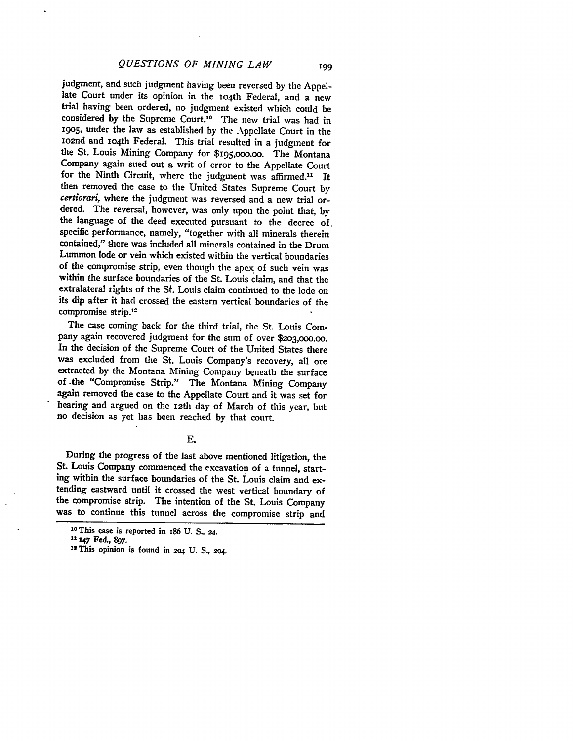judgment, and such judgment having been reversed by the Appellate Court under its opinion in the 104th Federal, and a new trial having been ordered, no judgment existed which could be considered by the Supreme Court.[10] The new trial was had in 1905, under the law as established by the Appellate Court in the 102nd and 104th Federal. This trial resulted in a judgment for the St. Louis Mining Company for $195,000.00. The Montana Company again sued out a writ of error to the Appellate Court for the Ninth Circuit, where the judgment was affirmed.[11] It then removed the case to the United States Supreme Court by *certiorari*, where the judgment was reversed and a new trial ordered. The reversal, however, was only upon the point that, by the language of the deed executed pursuant to the decree of specific performance, namely, "together with all minerals therein contained," there was included all minerals contained in the Drum Lummon lode or vein which existed within the vertical boundaries of the compromise strip, even though the apex of such vein was within the surface boundaries of the St. Louis claim, and that the extralateral rights of the St. Louis claim continued to the lode on its dip after it had crossed the eastern vertical boundaries of the compromise strip.[12]

The case coming back for the third trial, the St. Louis Company again recovered judgment for the sum of over $203,000.00. In the decision of the Supreme Court of the United States there was excluded from the St. Louis Company's recovery, all ore extracted by the Montana Mining Company beneath the surface of the "Compromise Strip." The Montana Mining Company again removed the case to the Appellate Court and it was set for hearing and argued on the 12th day of March of this year, but no decision as yet has been reached by that court.

E.

During the progress of the last above mentioned litigation, the St. Louis Company commenced the excavation of a tunnel, starting within the surface boundaries of the St. Louis claim and extending eastward until it crossed the west vertical boundary of the compromise strip. The intention of the St. Louis Company was to continue this tunnel across the compromise strip and

[10] This case is reported in 186 U. S., 24.

[11] 147 Fed., 897.

[12] This opinion is found in 204 U. S., 204.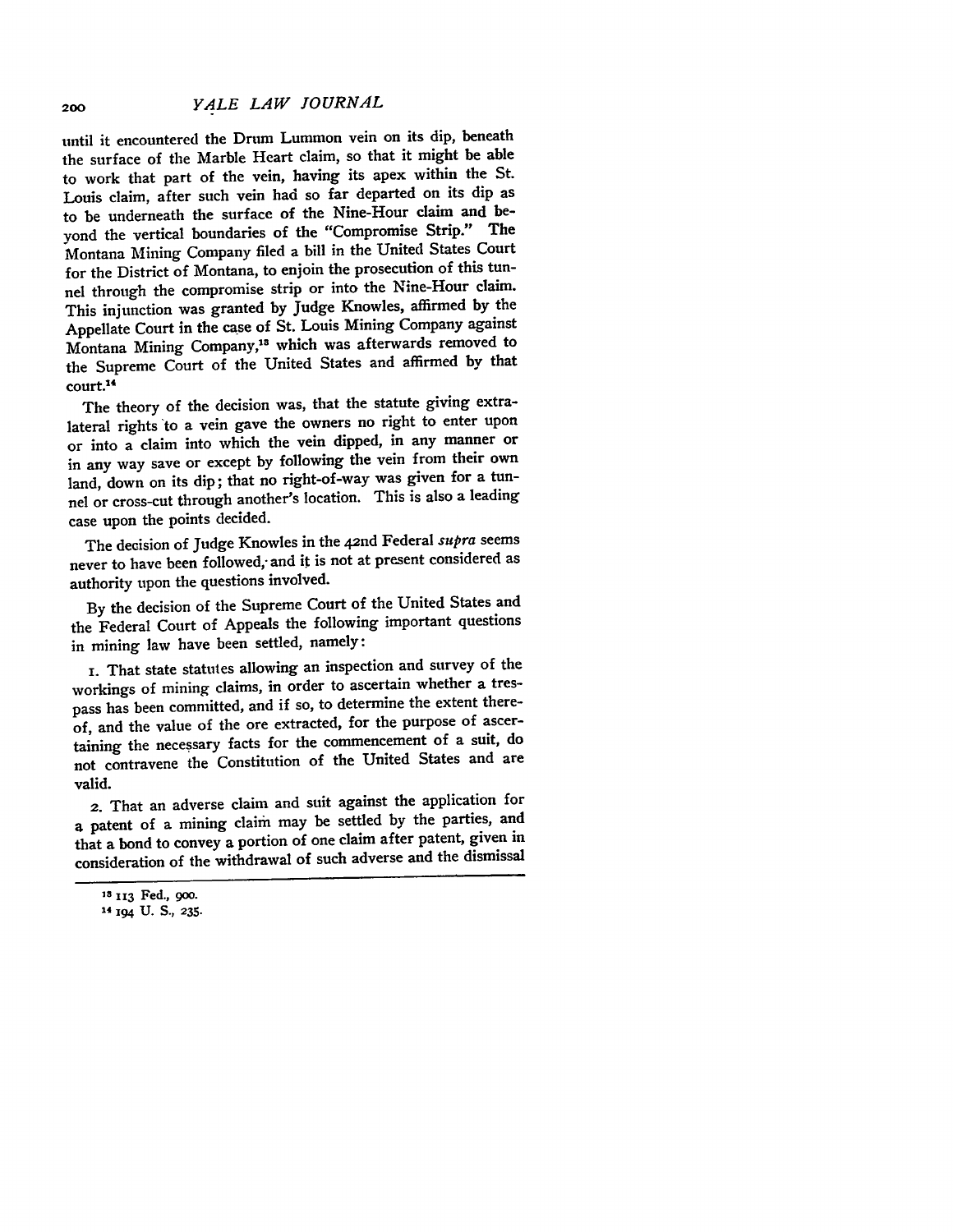until it encountered the Drum Lummon vein on its dip, beneath the surface of the Marble Heart claim, so that it might be able to work that part of the vein, having its apex within the St. Louis claim, after such vein had so far departed on its dip as to be underneath the surface of the Nine-Hour claim and beyond the vertical boundaries of the "Compromise Strip." The Montana Mining Company filed a bill in the United States Court for the District of Montana, to enjoin the prosecution of this tunnel through the compromise strip or into the Nine-Hour claim. This injunction was granted by Judge Knowles, affirmed by the Appellate Court in the case of St. Louis Mining Company against Montana Mining Company,[13] which was afterwards removed to the Supreme Court of the United States and affirmed by that court.[14]

The theory of the decision was, that the statute giving extra-lateral rights to a vein gave the owners no right to enter upon or into a claim into which the vein dipped, in any manner or in any way save or except by following the vein from their own land, down on its dip; that no right-of-way was given for a tunnel or cross-cut through another's location. This is also a leading case upon the points decided.

The decision of Judge Knowles in the 42nd Federal *supra* seems never to have been followed, and it is not at present considered as authority upon the questions involved.

By the decision of the Supreme Court of the United States and the Federal Court of Appeals the following important questions in mining law have been settled, namely:

1. That state statutes allowing an inspection and survey of the workings of mining claims, in order to ascertain whether a trespass has been committed, and if so, to determine the extent thereof, and the value of the ore extracted, for the purpose of ascertaining the necessary facts for the commencement of a suit, do not contravene the Constitution of the United States and are valid.

2. That an adverse claim and suit against the application for a patent of a mining claim may be settled by the parties, and that a bond to convey a portion of one claim after patent, given in consideration of the withdrawal of such adverse and the dismissal

---

[13] 113 Fed., 900.

[14] 194 U. S., 235.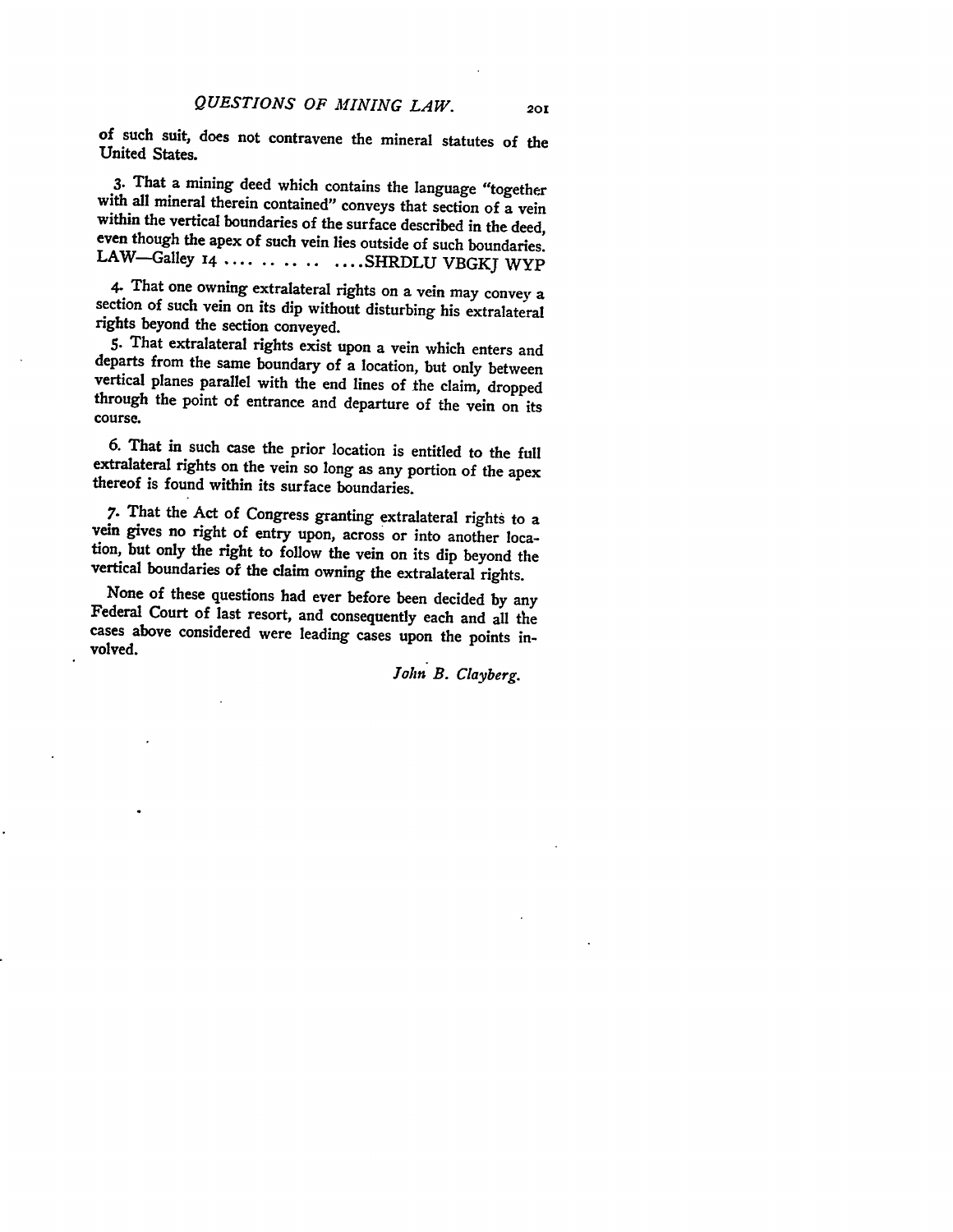of such suit, does not contravene the mineral statutes of the United States.

3. That a mining deed which contains the language "together with all mineral therein contained" conveys that section of a vein within the vertical boundaries of the surface described in the deed, even though the apex of such vein lies outside of such boundaries. LAW—Galley 14 .... .. .. .. ....SHRDLU VBGKJ WYP

4. That one owning extralateral rights on a vein may convey a section of such vein on its dip without disturbing his extralateral rights beyond the section conveyed.

5. That extralateral rights exist upon a vein which enters and departs from the same boundary of a location, but only between vertical planes parallel with the end lines of the claim, dropped through the point of entrance and departure of the vein on its course.

6. That in such case the prior location is entitled to the full extralateral rights on the vein so long as any portion of the apex thereof is found within its surface boundaries.

7. That the Act of Congress granting extralateral rights to a vein gives no right of entry upon, across or into another location, but only the right to follow the vein on its dip beyond the vertical boundaries of the claim owning the extralateral rights.

None of these questions had ever before been decided by any Federal Court of last resort, and consequently each and all the cases above considered were leading cases upon the points involved.

*John B. Clayberg.*